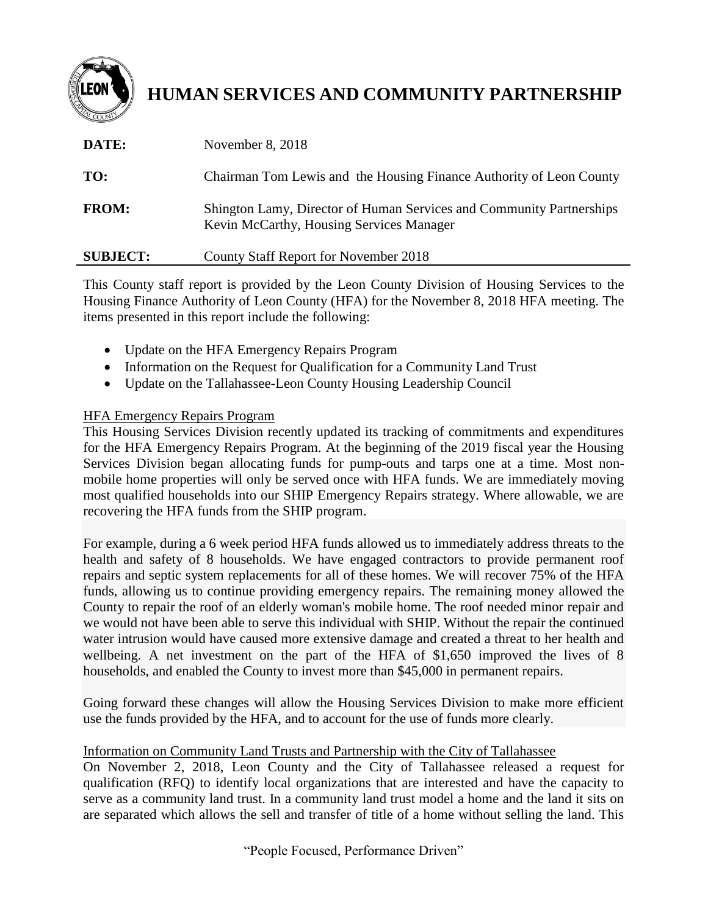# HUMAN SERVICES AND COMMUNITY PARTNERSHIP

| | |
|---|---|
| **DATE:** | November 8, 2018 |
| **TO:** | Chairman Tom Lewis and the Housing Finance Authority of Leon County |
| **FROM:** | Shington Lamy, Director of Human Services and Community Partnerships<br>Kevin McCarthy, Housing Services Manager |
| **SUBJECT:** | County Staff Report for November 2018 |

This County staff report is provided by the Leon County Division of Housing Services to the Housing Finance Authority of Leon County (HFA) for the November 8, 2018 HFA meeting. The items presented in this report include the following:

- Update on the HFA Emergency Repairs Program
- Information on the Request for Qualification for a Community Land Trust
- Update on the Tallahassee-Leon County Housing Leadership Council

## HFA Emergency Repairs Program

This Housing Services Division recently updated its tracking of commitments and expenditures for the HFA Emergency Repairs Program. At the beginning of the 2019 fiscal year the Housing Services Division began allocating funds for pump-outs and tarps one at a time. Most non-mobile home properties will only be served once with HFA funds. We are immediately moving most qualified households into our SHIP Emergency Repairs strategy. Where allowable, we are recovering the HFA funds from the SHIP program.

For example, during a 6 week period HFA funds allowed us to immediately address threats to the health and safety of 8 households. We have engaged contractors to provide permanent roof repairs and septic system replacements for all of these homes. We will recover 75% of the HFA funds, allowing us to continue providing emergency repairs. The remaining money allowed the County to repair the roof of an elderly woman's mobile home. The roof needed minor repair and we would not have been able to serve this individual with SHIP. Without the repair the continued water intrusion would have caused more extensive damage and created a threat to her health and wellbeing. A net investment on the part of the HFA of $1,650 improved the lives of 8 households, and enabled the County to invest more than $45,000 in permanent repairs.

Going forward these changes will allow the Housing Services Division to make more efficient use the funds provided by the HFA, and to account for the use of funds more clearly.

## Information on Community Land Trusts and Partnership with the City of Tallahassee

On November 2, 2018, Leon County and the City of Tallahassee released a request for qualification (RFQ) to identify local organizations that are interested and have the capacity to serve as a community land trust. In a community land trust model a home and the land it sits on are separated which allows the sell and transfer of title of a home without selling the land. This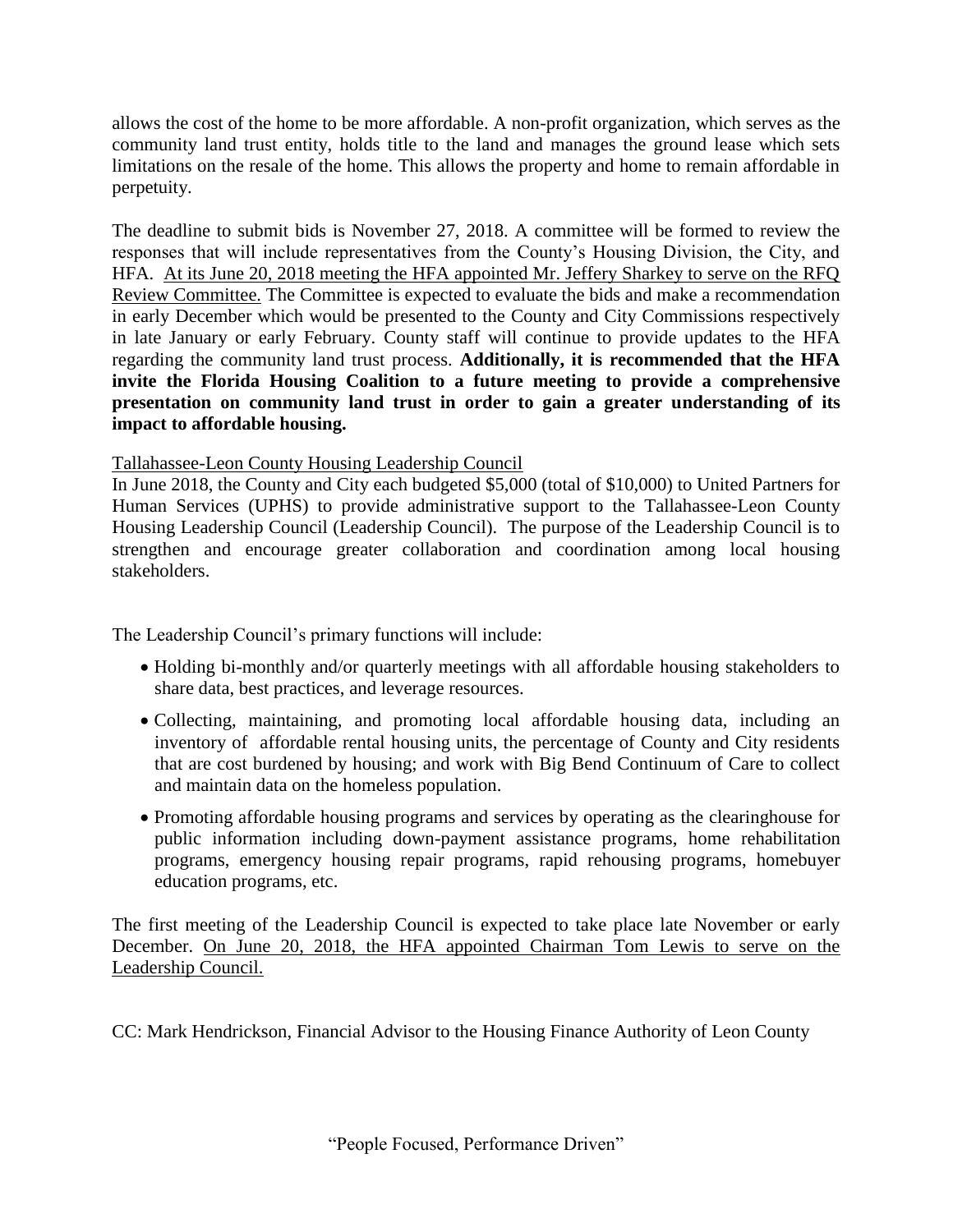allows the cost of the home to be more affordable. A non-profit organization, which serves as the community land trust entity, holds title to the land and manages the ground lease which sets limitations on the resale of the home. This allows the property and home to remain affordable in perpetuity.

The deadline to submit bids is November 27, 2018. A committee will be formed to review the responses that will include representatives from the County's Housing Division, the City, and HFA. At its June 20, 2018 meeting the HFA appointed Mr. Jeffery Sharkey to serve on the RFQ Review Committee. The Committee is expected to evaluate the bids and make a recommendation in early December which would be presented to the County and City Commissions respectively in late January or early February. County staff will continue to provide updates to the HFA regarding the community land trust process. **Additionally, it is recommended that the HFA invite the Florida Housing Coalition to a future meeting to provide a comprehensive presentation on community land trust in order to gain a greater understanding of its impact to affordable housing.**

Tallahassee-Leon County Housing Leadership Council

In June 2018, the County and City each budgeted $5,000 (total of $10,000) to United Partners for Human Services (UPHS) to provide administrative support to the Tallahassee-Leon County Housing Leadership Council (Leadership Council). The purpose of the Leadership Council is to strengthen and encourage greater collaboration and coordination among local housing stakeholders.

The Leadership Council's primary functions will include:

- Holding bi-monthly and/or quarterly meetings with all affordable housing stakeholders to share data, best practices, and leverage resources.
- Collecting, maintaining, and promoting local affordable housing data, including an inventory of affordable rental housing units, the percentage of County and City residents that are cost burdened by housing; and work with Big Bend Continuum of Care to collect and maintain data on the homeless population.
- Promoting affordable housing programs and services by operating as the clearinghouse for public information including down-payment assistance programs, home rehabilitation programs, emergency housing repair programs, rapid rehousing programs, homebuyer education programs, etc.

The first meeting of the Leadership Council is expected to take place late November or early December. On June 20, 2018, the HFA appointed Chairman Tom Lewis to serve on the Leadership Council.

CC: Mark Hendrickson, Financial Advisor to the Housing Finance Authority of Leon County

"People Focused, Performance Driven"